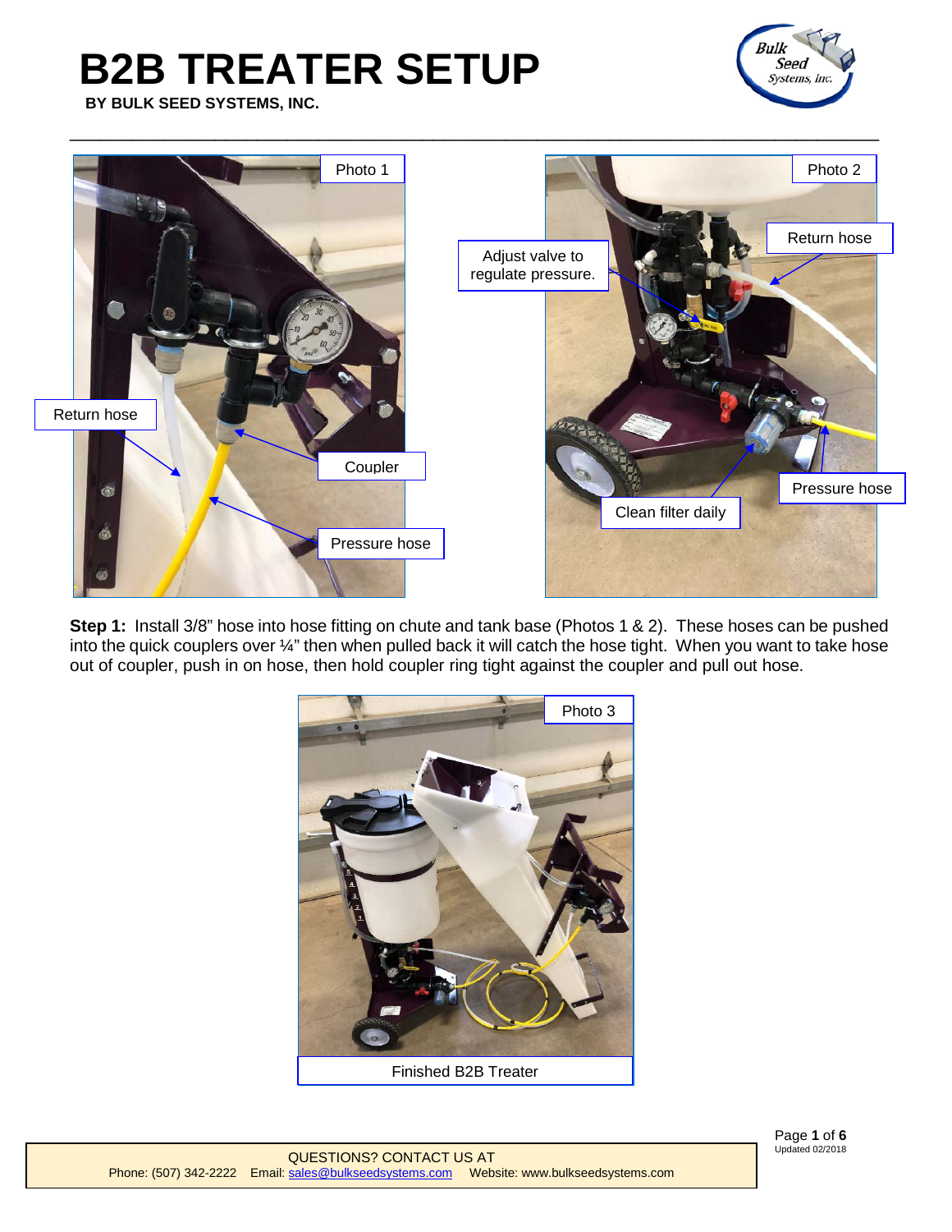# B2B TREATER SETUP

**BY BULK SEED SYSTEMS, INC.**

Photo 1

Return hose

Coupler

Pressure hose

Photo 2

Return hose

Adjust valve to regulate pressure.

Pressure hose

Clean filter daily

**Step 1:** Install 3/8" hose into hose fitting on chute and tank base (Photos 1 & 2). These hoses can be pushed into the quick couplers over ¼" then when pulled back it will catch the hose tight. When you want to take hose out of coupler, push in on hose, then hold coupler ring tight against the coupler and pull out hose.

Photo 3

Finished B2B Treater

QUESTIONS? CONTACT US AT

Phone: (507) 342-2222 Email: sales@bulkseedsystems.com Website: www.bulkseedsystems.com

Updated 02/2018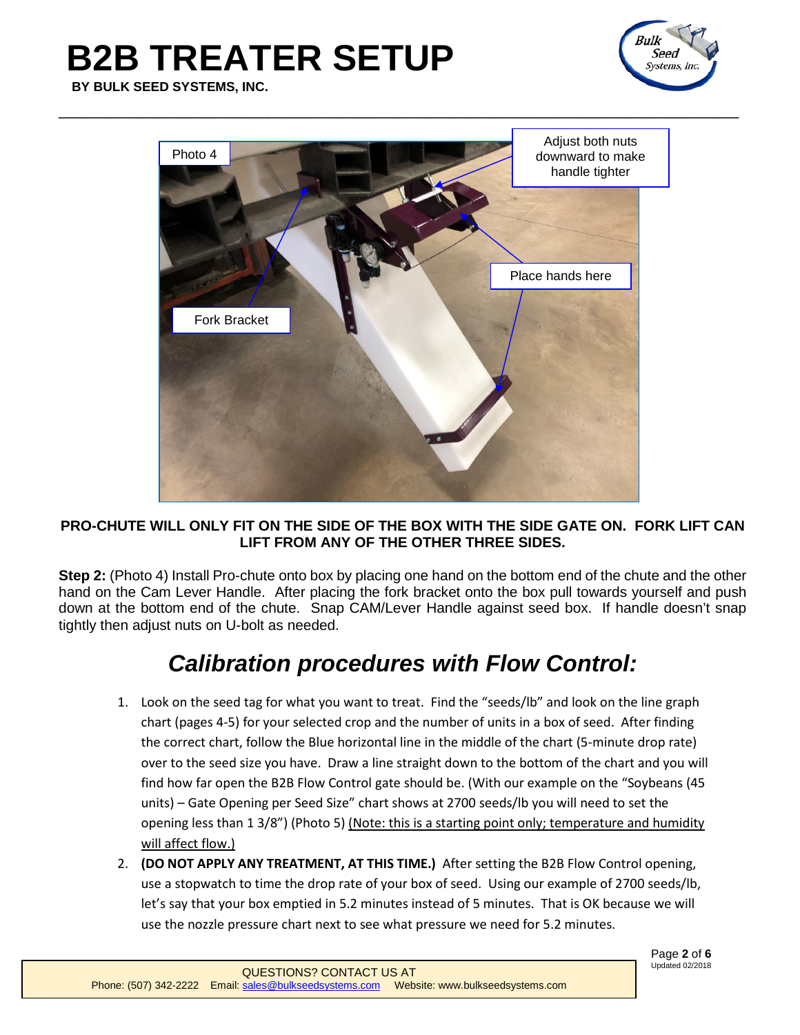PRO-CHUTE WILL ONLY FIT ON THE SIDE OF THE BOX WITH THE SIDE GATE ON. FORK LIFT CAN LIFT FROM ANY OF THE OTHER THREE SIDES.

**Step 2:** (Photo 4) Install Pro-chute onto box by placing one hand on the bottom end of the chute and the other hand on the Cam Lever Handle. After placing the fork bracket onto the box pull towards yourself and push down at the bottom end of the chute. Snap CAM/Lever Handle against seed box. If handle doesn't snap tightly then adjust nuts on U-bolt as needed.

## *Calibration procedures with Flow Control:*

1. Look on the seed tag for what you want to treat. Find the "seeds/lb" and look on the line graph chart (pages 4-5) for your selected crop and the number of units in a box of seed. After finding the correct chart, follow the Blue horizontal line in the middle of the chart (5-minute drop rate) over to the seed size you have. Draw a line straight down to the bottom of the chart and you will find how far open the B2B Flow Control gate should be. (With our example on the "Soybeans (45 units) – Gate Opening per Seed Size" chart shows at 2700 seeds/lb you will need to set the opening less than 1 3/8") (Photo 5) <u>(Note: this is a starting point only; temperature and humidity will affect flow.)</u>
2. **(DO NOT APPLY ANY TREATMENT, AT THIS TIME.)** After setting the B2B Flow Control opening, use a stopwatch to time the drop rate of your box of seed. Using our example of 2700 seeds/lb, let's say that your box emptied in 5.2 minutes instead of 5 minutes. That is OK because we will use the nozzle pressure chart next to see what pressure we need for 5.2 minutes.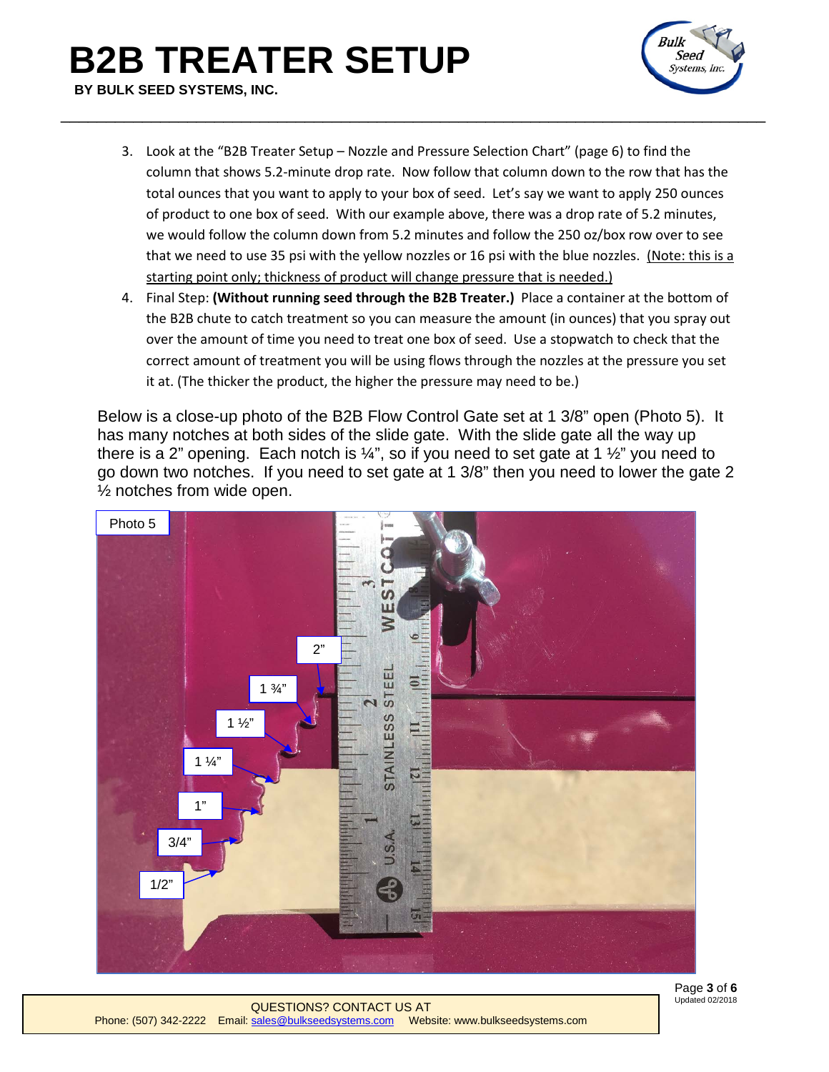3. Look at the "B2B Treater Setup – Nozzle and Pressure Selection Chart" (page 6) to find the column that shows 5.2-minute drop rate. Now follow that column down to the row that has the total ounces that you want to apply to your box of seed. Let's say we want to apply 250 ounces of product to one box of seed. With our example above, there was a drop rate of 5.2 minutes, we would follow the column down from 5.2 minutes and follow the 250 oz/box row over to see that we need to use 35 psi with the yellow nozzles or 16 psi with the blue nozzles. (Note: this is a starting point only; thickness of product will change pressure that is needed.)
4. Final Step: **(Without running seed through the B2B Treater.)** Place a container at the bottom of the B2B chute to catch treatment so you can measure the amount (in ounces) that you spray out over the amount of time you need to treat one box of seed. Use a stopwatch to check that the correct amount of treatment you will be using flows through the nozzles at the pressure you set it at. (The thicker the product, the higher the pressure may need to be.)

Below is a close-up photo of the B2B Flow Control Gate set at 1 3/8" open (Photo 5). It has many notches at both sides of the slide gate. With the slide gate all the way up there is a 2" opening. Each notch is ¼", so if you need to set gate at 1 ½" you need to go down two notches. If you need to set gate at 1 3/8" then you need to lower the gate 2 ½ notches from wide open.

Photo 5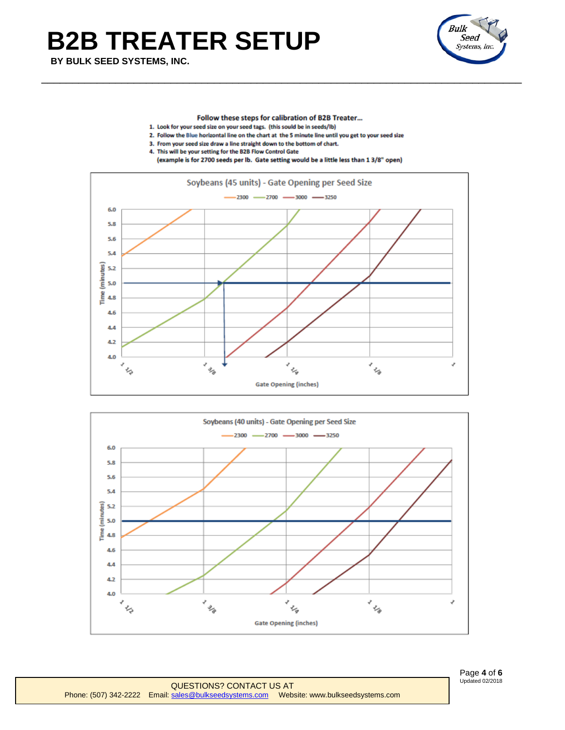# B2B TREATER SETUP

**BY BULK SEED SYSTEMS, INC.**

**Follow these steps for calibration of B2B Treater...**

1. Look for your seed size on your seed tags. (this sould be in seeds/lb)
2. Follow the Blue horizontal line on the chart at the 5 minute line until you get to your seed size
3. From your seed size draw a line straight down to the bottom of chart.
4. This will be your setting for the B2B Flow Control Gate
   (example is for 2700 seeds per lb. Gate setting would be a little less than 1 3/8" open)

Soybeans (45 units) - Gate Opening per Seed Size

2300 — 2700 — 3000 — 3250

Time (minutes): 4.0, 4.2, 4.4, 4.6, 4.8, 5.0, 5.2, 5.4, 5.6, 5.8, 6.0

Gate Opening (inches): 1 1/2, 1 3/8, 1 1/4, 1 1/8, 1

Soybeans (40 units) - Gate Opening per Seed Size

2300 — 2700 — 3000 — 3250

Time (minutes): 4.0, 4.2, 4.4, 4.6, 4.8, 5.0, 5.2, 5.4, 5.6, 5.8, 6.0

Gate Opening (inches): 1 1/2, 1 3/8, 1 1/4, 1 1/8, 1

QUESTIONS? CONTACT US AT

Phone: (507) 342-2222 Email: sales@bulkseedsystems.com Website: www.bulkseedsystems.com

Updated 02/2018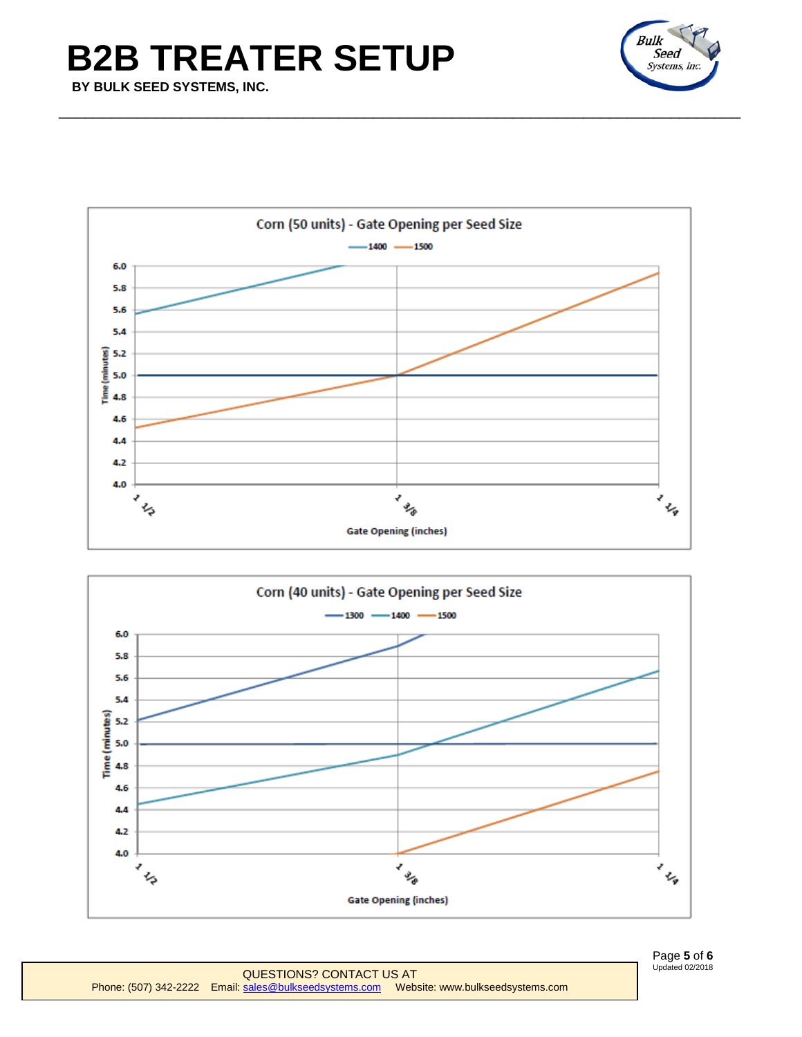# B2B TREATER SETUP

**BY BULK SEED SYSTEMS, INC.**

Corn (50 units) - Gate Opening per Seed Size

1400 1500

6.0 5.8 5.6 5.4 5.2 5.0 4.8 4.6 4.4 4.2 4.0

Time (minutes)

1 1/2 1 3/8 1 1/4

Gate Opening (inches)

Corn (40 units) - Gate Opening per Seed Size

1300 1400 1500

6.0 5.8 5.6 5.4 5.2 5.0 4.8 4.6 4.4 4.2 4.0

Time (minutes)

1 1/2 1 3/8 1 1/4

Gate Opening (inches)

QUESTIONS? CONTACT US AT

Phone: (507) 342-2222 Email: sales@bulkseedsystems.com Website: www.bulkseedsystems.com

Updated 02/2018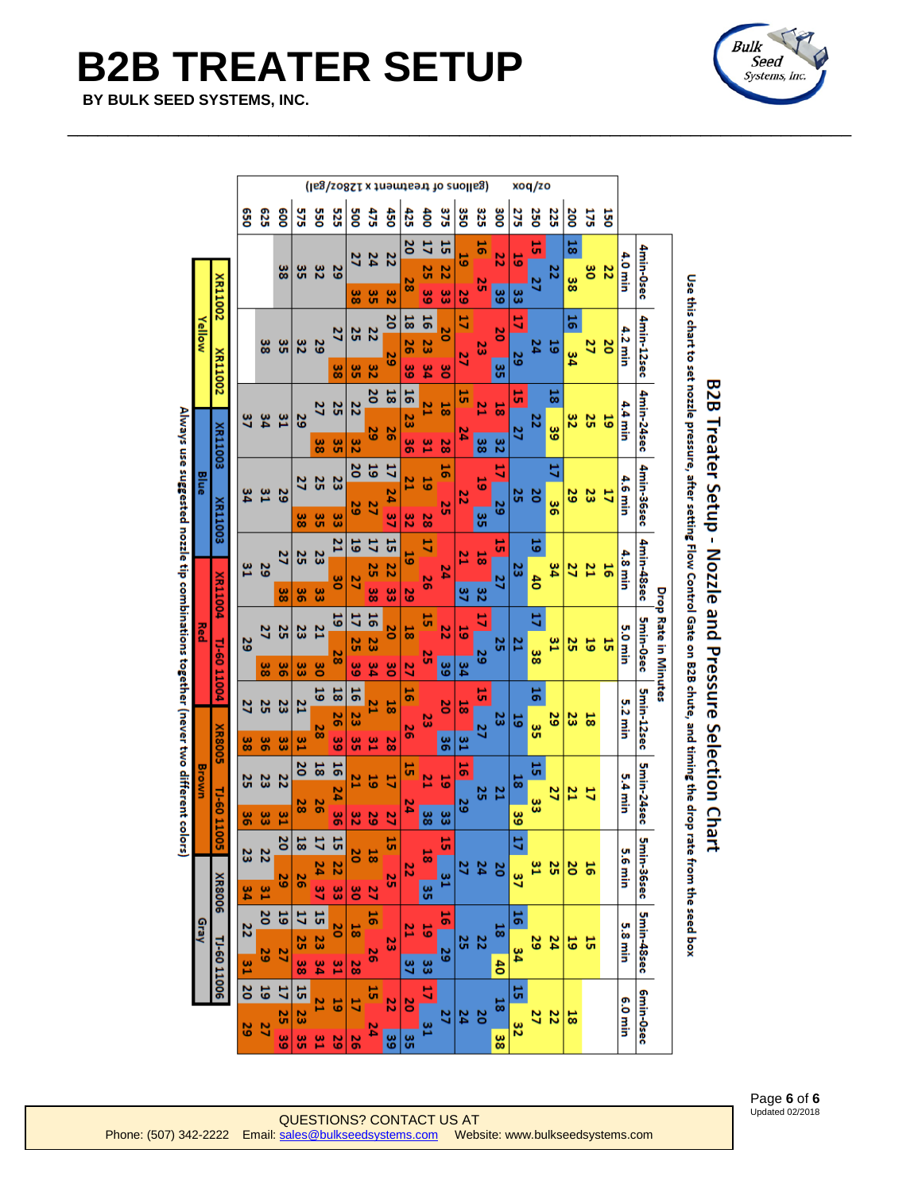# B2B TREATER SETUP

**BY BULK SEED SYSTEMS, INC.**

## B2B Treater Setup - Nozzle and Pressure Selection Chart

Use this chart to set nozzle pressure, after setting Flow Control Gate on B2B chute, and timing the drop rate from the seed box

**Drop Rate in Minutes**

| oz/box (gallons of treatment x 128oz/gal) | 4min-0sec 4.0 min | 4min-12sec 4.2 min | 4min-24sec 4.4 min | 4min-36sec 4.6 min | 4min-48sec 4.8 min | 5min-0sec 5.0 min | 5min-12sec 5.2 min | 5min-24sec 5.4 min | 5min-36sec 5.6 min | 5min-48sec 5.8 min | 6min-0sec 6.0 min |
|---|---|---|---|---|---|---|---|---|---|---|---|
| 150 | 22 | 20 | 19 | 17 | 16 | 15 | | | | | |
| 175 | 30 | 27 | 25 | 23 | 21 | 19 | 18 | 17 | 16 | 15 | |
| 200 | 18, 38 | 16, 34 | 32 | 29 | 27 | 25 | 23 | 21 | 20 | 19 | 18 |
| 225 | 22 | 19 | 18, 39 | 17, 36 | 34 | 31 | 29 | 27 | 25 | 24 | 22 |
| 250 | 15, 27 | 24 | 22 | 20 | 19, 40 | 17, 38 | 16, 35 | 15, 33 | 31 | 29 | 27 |
| 275 | 19, 33 | 17, 29 | 15, 27 | 25 | 23 | 21 | 19 | 18, 39 | 17, 37 | 16, 34 | 15, 32 |
| 300 | 22, 39 | 20, 35 | 18, 32 | 17, 29 | 15, 27 | 25 | 23 | 21 | 20 | 18, 40 | 18, 38 |
| 325 | 16, 25 | 23 | 21, 38 | 19, 35 | 18, 32 | 17, 29 | 15, 27 | 25 | 24 | 22 | 20 |
| 350 | 19, 29 | 17, 27 | 15, 24 | 22 | 21, 37 | 19, 34 | 18, 31 | 16, 29 | 27 | 25 | 24 |
| 375 | 15, 22, 33 | 20, 30 | 18, 28 | 16, 25 | 24 | 22, 39 | 20, 36 | 19, 33 | 15, 31 | 16, 29 | 27 |
| 400 | 17, 25, 39 | 16, 23, 34 | 21, 31 | 19, 28 | 17, 26 | 15, 25 | 23 | 21, 38 | 18, 35 | 19, 33 | 17, 31 |
| 425 | 20, 28 | 18, 26, 39 | 16, 23, 36 | 21, 32 | 19, 29 | 18, 27 | 16, 26 | 15, 24 | 22 | 21, 37 | 20, 35 |
| 450 | 22, 32 | 20, 29 | 18, 26 | 17, 24, 37 | 15, 22, 33 | 20, 30 | 18, 28 | 17, 27 | 15, 25 | 23 | 22, 39 |
| 475 | 24, 35 | 22, 32 | 20, 29 | 19, 27 | 17, 25, 38 | 16, 23, 34 | 21, 31 | 19, 29 | 18, 27 | 16, 26 | 15, 24 |
| 500 | 27, 38 | 25, 35 | 22, 32 | 20, 29 | 19, 27 | 17, 25, 39 | 16, 23, 35 | 21, 32 | 20, 30 | 18, 28 | 17, 26 |
| 525 | 29 | 27, 38 | 25, 35 | 23, 33 | 21, 30 | 19, 28 | 18, 26, 39 | 16, 24, 36 | 15, 22, 33 | 20, 31 | 19, 29 |
| 550 | 32 | 29 | 27, 38 | 25, 35 | 23, 33 | 21, 30 | 19, 28 | 18, 26 | 17, 24, 37 | 15, 23, 34 | 21, 31 |
| 575 | 35 | 32 | 29 | 27, 38 | 25, 36 | 23, 33 | 21, 31 | 20, 28 | 18, 26 | 17, 25, 38 | 15, 23, 35 |
| 600 | 38 | 35 | 31 | 29 | 27, 38 | 25, 36 | 23, 33 | 22, 31 | 20, 29 | 19, 27 | 17, 25, 39 |
| 625 | | 38 | 34 | 31 | 29 | 27, 38 | 25, 36 | 23, 33 | 22, 31 | 20, 29 | 19, 27 |
| 650 | | | 37 | 34 | 31 | 29 | 27, 38 | 25, 36 | 23, 34 | 22, 31 | 20, 29 |

| Yellow | Blue | Red | Brown | Gray |
|---|---|---|---|---|
| XR11002 XR11002 | XR11003 XR11003 | XR11004 TJ-60 11004 | XR8005 TJ-60 11005 | XR8006 TJ-60 11006 |

Always use suggested nozzle tip combinations together (never two different colors)

QUESTIONS? CONTACT US AT
Phone: (507) 342-2222 Email: sales@bulkseedsystems.com Website: www.bulkseedsystems.com